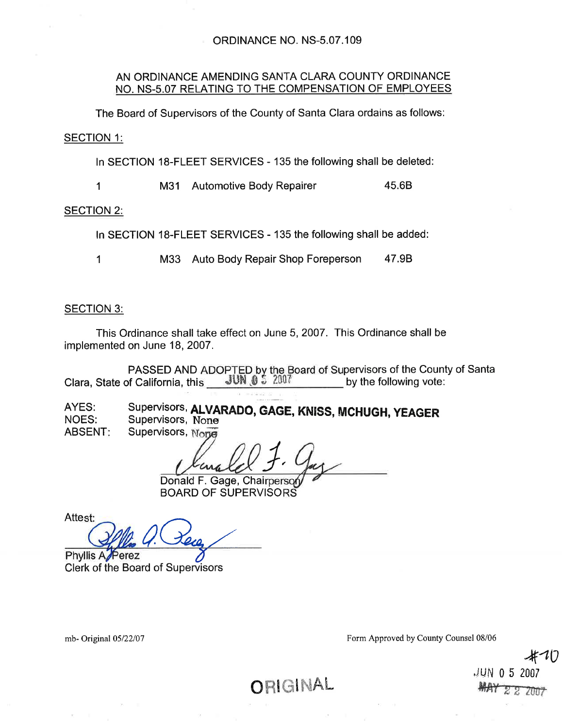ORDINANCE NO. NS-5.07.109

AN ORDINANCE AMENDING SANTA CLARA COUNTY ORDINANCE NO. NS-5.07 RELATING TO THE COMPENSATION OF EMPLOYEES

The Board of Supervisors of the County of Santa Clara ordains as follows:

SECTION 1:

In SECTION 18-FLEET SERVICES - 135 the following shall be deleted:

| | | | |
|---|---|---|---|
| 1 | M31 | Automotive Body Repairer | 45.6B |

SECTION 2:

In SECTION 18-FLEET SERVICES - 135 the following shall be added:

| | | | |
|---|---|---|---|
| 1 | M33 | Auto Body Repair Shop Foreperson | 47.9B |

SECTION 3:

This Ordinance shall take effect on June 5, 2007. This Ordinance shall be implemented on June 18, 2007.

PASSED AND ADOPTED by the Board of Supervisors of the County of Santa Clara, State of California, this JUN 05 2007 by the following vote:

AYES: Supervisors, ALVARADO, GAGE, KNISS, MCHUGH, YEAGER
NOES: Supervisors, None
ABSENT: Supervisors, None

Donald F. Gage, Chairperson
BOARD OF SUPERVISORS

Attest:

Phyllis A. Perez
Clerk of the Board of Supervisors

mb- Original 05/22/07

Form Approved by County Counsel 08/06

#10
JUN 05 2007
~~MAY 22 2007~~

ORIGINAL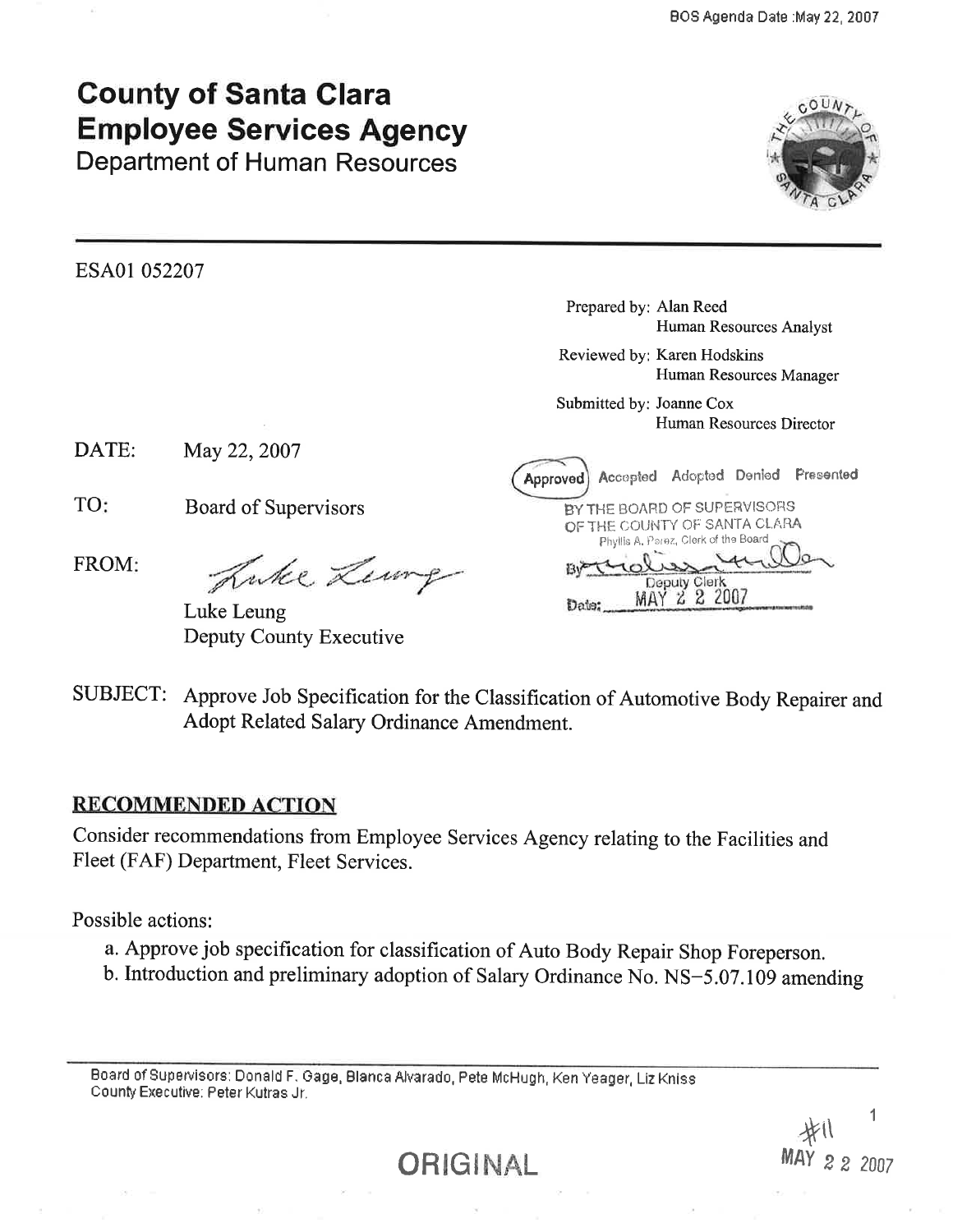BOS Agenda Date :May 22, 2007

# County of Santa Clara
# Employee Services Agency
## Department of Human Resources

ESA01 052207

Prepared by: Alan Reed
Human Resources Analyst

Reviewed by: Karen Hodskins
Human Resources Manager

Submitted by: Joanne Cox
Human Resources Director

DATE: May 22, 2007

TO: Board of Supervisors

FROM: Luke Leung
Deputy County Executive

(Approved) Accepted Adopted Denied Presented
BY THE BOARD OF SUPERVISORS OF THE COUNTY OF SANTA CLARA
Phyllis A. Perez, Clerk of the Board
By: Deputy Clerk
Date: MAY 2 2 2007

SUBJECT: Approve Job Specification for the Classification of Automotive Body Repairer and Adopt Related Salary Ordinance Amendment.

## RECOMMENDED ACTION

Consider recommendations from Employee Services Agency relating to the Facilities and Fleet (FAF) Department, Fleet Services.

Possible actions:

a. Approve job specification for classification of Auto Body Repair Shop Foreperson.
b. Introduction and preliminary adoption of Salary Ordinance No. NS−5.07.109 amending

Board of Supervisors: Donald F. Gage, Blanca Alvarado, Pete McHugh, Ken Yeager, Liz Kniss
County Executive: Peter Kutras Jr.

ORIGINAL

#11
MAY 2 2 2007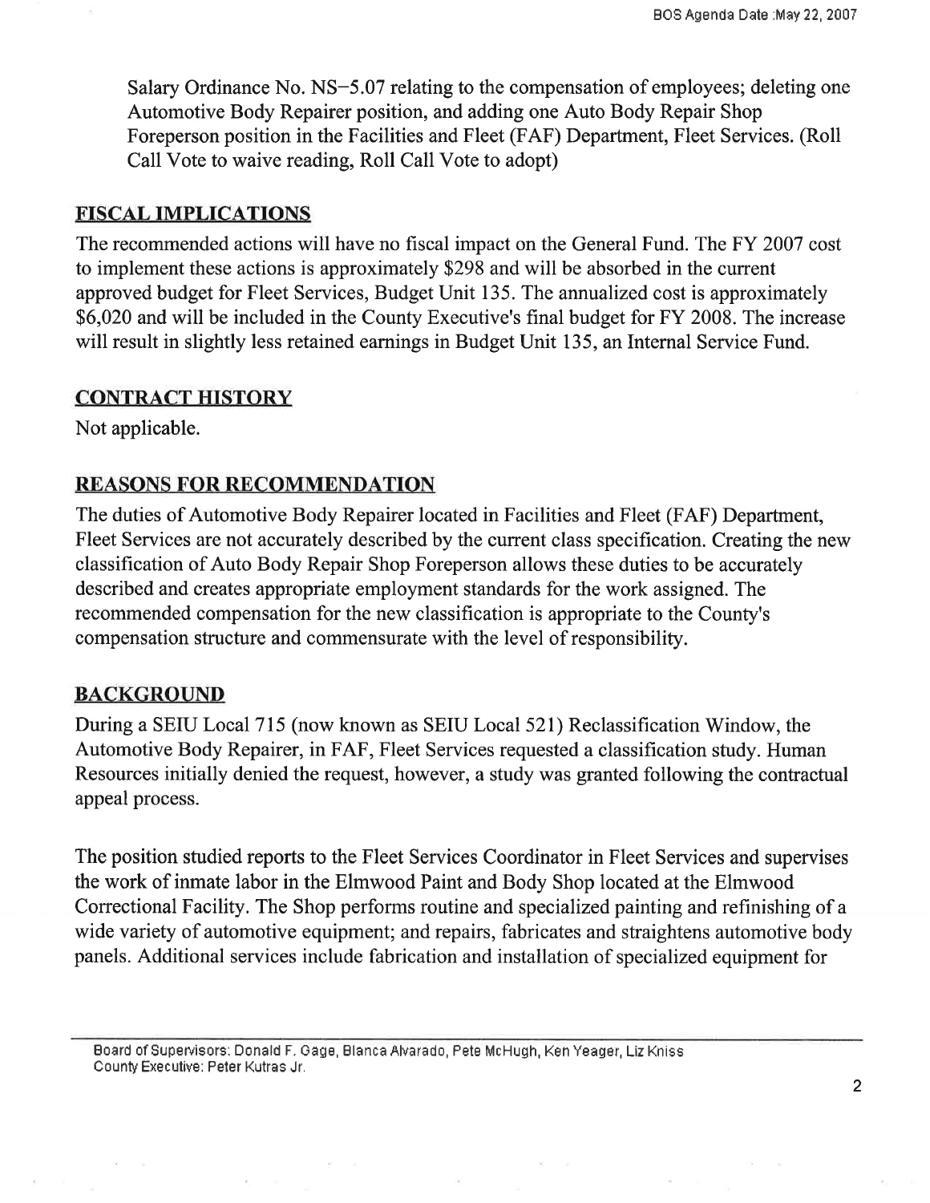Salary Ordinance No. NS–5.07 relating to the compensation of employees; deleting one Automotive Body Repairer position, and adding one Auto Body Repair Shop Foreperson position in the Facilities and Fleet (FAF) Department, Fleet Services. (Roll Call Vote to waive reading, Roll Call Vote to adopt)

## FISCAL IMPLICATIONS

The recommended actions will have no fiscal impact on the General Fund. The FY 2007 cost to implement these actions is approximately $298 and will be absorbed in the current approved budget for Fleet Services, Budget Unit 135. The annualized cost is approximately $6,020 and will be included in the County Executive's final budget for FY 2008. The increase will result in slightly less retained earnings in Budget Unit 135, an Internal Service Fund.

## CONTRACT HISTORY

Not applicable.

## REASONS FOR RECOMMENDATION

The duties of Automotive Body Repairer located in Facilities and Fleet (FAF) Department, Fleet Services are not accurately described by the current class specification. Creating the new classification of Auto Body Repair Shop Foreperson allows these duties to be accurately described and creates appropriate employment standards for the work assigned. The recommended compensation for the new classification is appropriate to the County's compensation structure and commensurate with the level of responsibility.

## BACKGROUND

During a SEIU Local 715 (now known as SEIU Local 521) Reclassification Window, the Automotive Body Repairer, in FAF, Fleet Services requested a classification study. Human Resources initially denied the request, however, a study was granted following the contractual appeal process.

The position studied reports to the Fleet Services Coordinator in Fleet Services and supervises the work of inmate labor in the Elmwood Paint and Body Shop located at the Elmwood Correctional Facility. The Shop performs routine and specialized painting and refinishing of a wide variety of automotive equipment; and repairs, fabricates and straightens automotive body panels. Additional services include fabrication and installation of specialized equipment for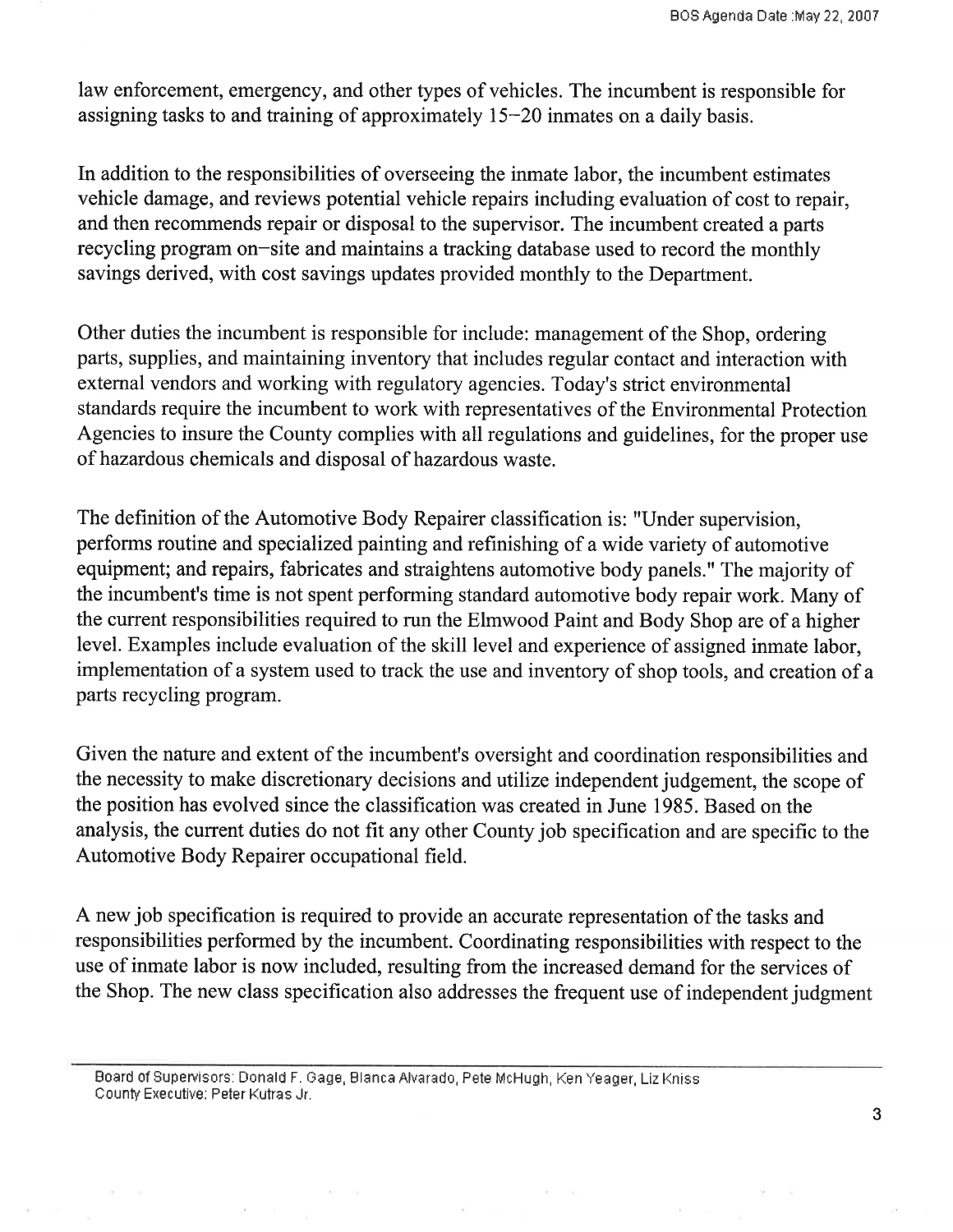law enforcement, emergency, and other types of vehicles. The incumbent is responsible for assigning tasks to and training of approximately 15–20 inmates on a daily basis.

In addition to the responsibilities of overseeing the inmate labor, the incumbent estimates vehicle damage, and reviews potential vehicle repairs including evaluation of cost to repair, and then recommends repair or disposal to the supervisor. The incumbent created a parts recycling program on–site and maintains a tracking database used to record the monthly savings derived, with cost savings updates provided monthly to the Department.

Other duties the incumbent is responsible for include: management of the Shop, ordering parts, supplies, and maintaining inventory that includes regular contact and interaction with external vendors and working with regulatory agencies. Today's strict environmental standards require the incumbent to work with representatives of the Environmental Protection Agencies to insure the County complies with all regulations and guidelines, for the proper use of hazardous chemicals and disposal of hazardous waste.

The definition of the Automotive Body Repairer classification is: "Under supervision, performs routine and specialized painting and refinishing of a wide variety of automotive equipment; and repairs, fabricates and straightens automotive body panels." The majority of the incumbent's time is not spent performing standard automotive body repair work. Many of the current responsibilities required to run the Elmwood Paint and Body Shop are of a higher level. Examples include evaluation of the skill level and experience of assigned inmate labor, implementation of a system used to track the use and inventory of shop tools, and creation of a parts recycling program.

Given the nature and extent of the incumbent's oversight and coordination responsibilities and the necessity to make discretionary decisions and utilize independent judgement, the scope of the position has evolved since the classification was created in June 1985. Based on the analysis, the current duties do not fit any other County job specification and are specific to the Automotive Body Repairer occupational field.

A new job specification is required to provide an accurate representation of the tasks and responsibilities performed by the incumbent. Coordinating responsibilities with respect to the use of inmate labor is now included, resulting from the increased demand for the services of the Shop. The new class specification also addresses the frequent use of independent judgment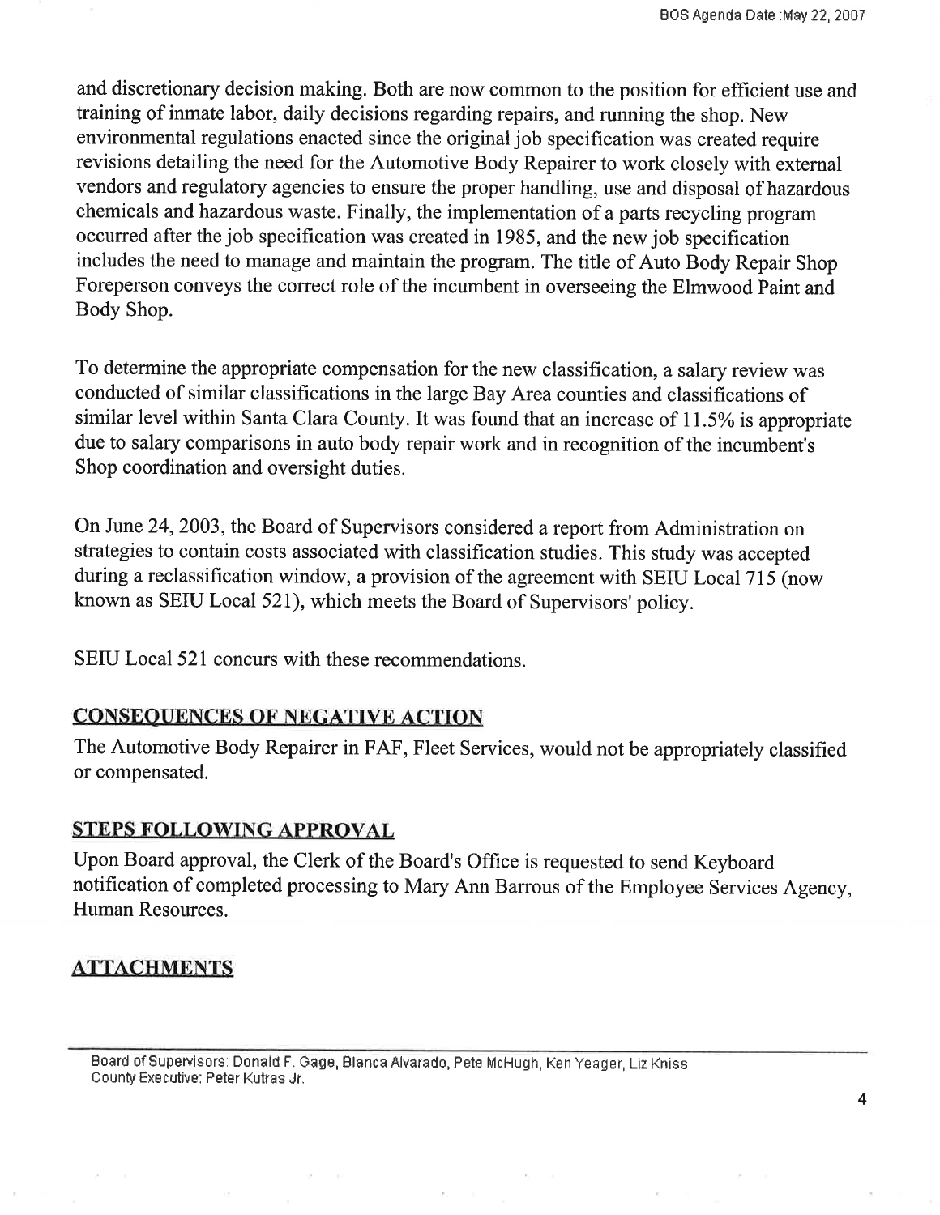and discretionary decision making. Both are now common to the position for efficient use and training of inmate labor, daily decisions regarding repairs, and running the shop. New environmental regulations enacted since the original job specification was created require revisions detailing the need for the Automotive Body Repairer to work closely with external vendors and regulatory agencies to ensure the proper handling, use and disposal of hazardous chemicals and hazardous waste. Finally, the implementation of a parts recycling program occurred after the job specification was created in 1985, and the new job specification includes the need to manage and maintain the program. The title of Auto Body Repair Shop Foreperson conveys the correct role of the incumbent in overseeing the Elmwood Paint and Body Shop.

To determine the appropriate compensation for the new classification, a salary review was conducted of similar classifications in the large Bay Area counties and classifications of similar level within Santa Clara County. It was found that an increase of 11.5% is appropriate due to salary comparisons in auto body repair work and in recognition of the incumbent's Shop coordination and oversight duties.

On June 24, 2003, the Board of Supervisors considered a report from Administration on strategies to contain costs associated with classification studies. This study was accepted during a reclassification window, a provision of the agreement with SEIU Local 715 (now known as SEIU Local 521), which meets the Board of Supervisors' policy.

SEIU Local 521 concurs with these recommendations.

## CONSEQUENCES OF NEGATIVE ACTION

The Automotive Body Repairer in FAF, Fleet Services, would not be appropriately classified or compensated.

## STEPS FOLLOWING APPROVAL

Upon Board approval, the Clerk of the Board's Office is requested to send Keyboard notification of completed processing to Mary Ann Barrous of the Employee Services Agency, Human Resources.

## ATTACHMENTS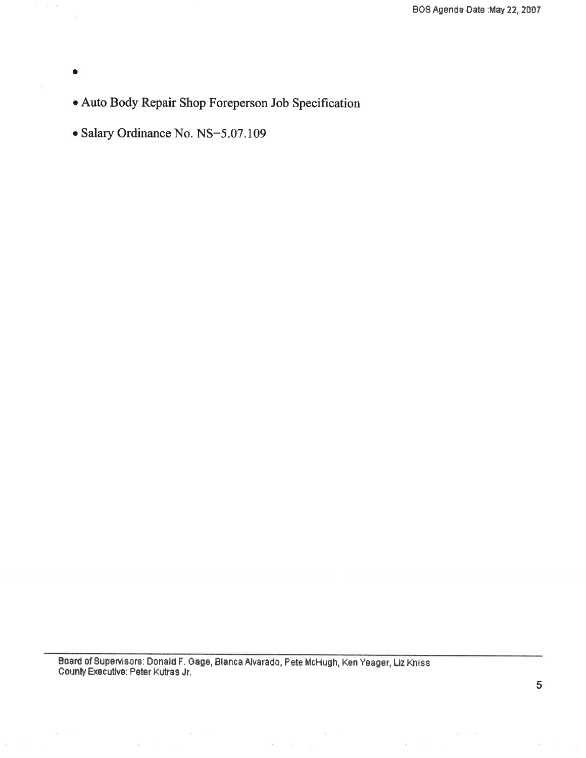- 
- Auto Body Repair Shop Foreperson Job Specification
- Salary Ordinance No. NS−5.07.109